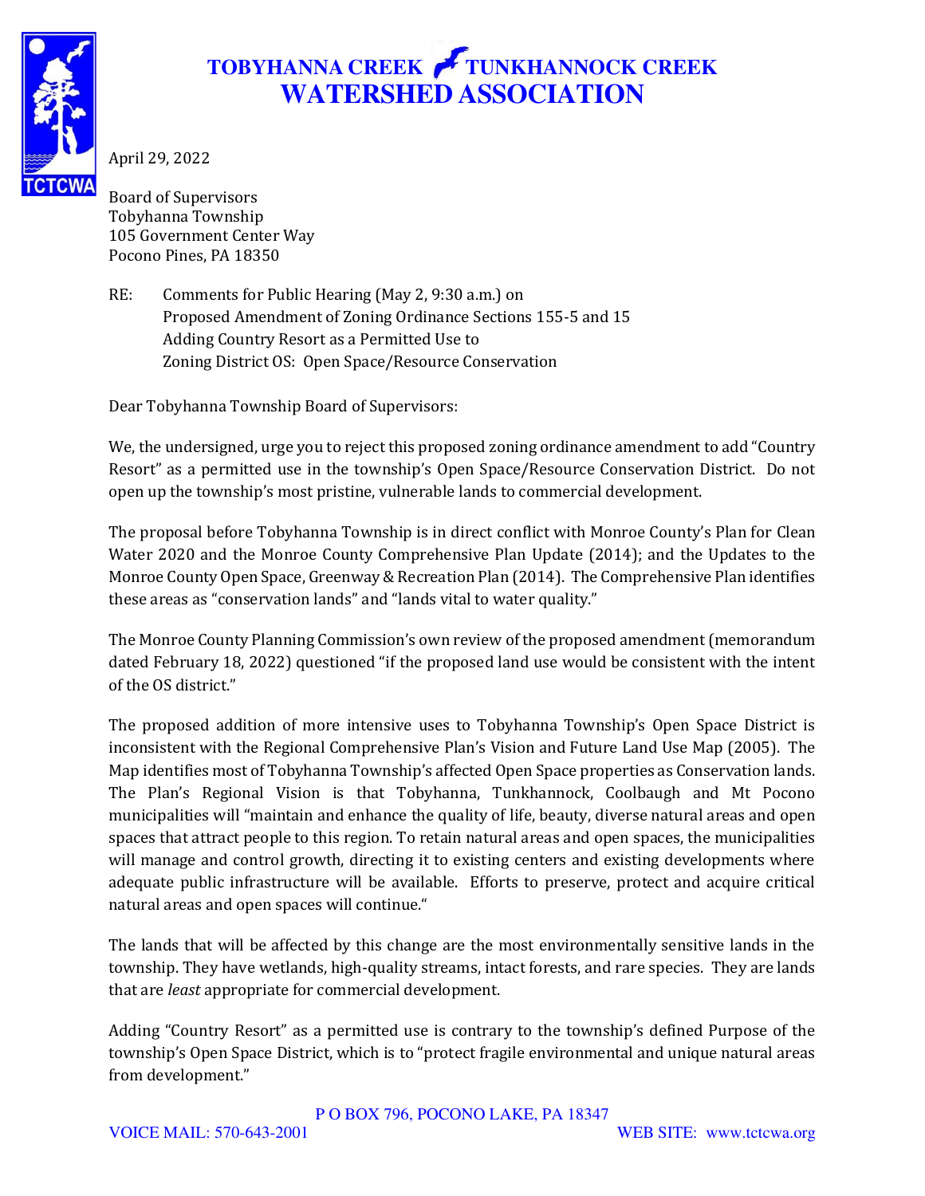# TOBYHANNA CREEK TUNKHANNOCK CREEK
# WATERSHED ASSOCIATION

TCTCWA

April 29, 2022

Board of Supervisors
Tobyhanna Township
105 Government Center Way
Pocono Pines, PA 18350

RE: Comments for Public Hearing (May 2, 9:30 a.m.) on
Proposed Amendment of Zoning Ordinance Sections 155-5 and 15
Adding Country Resort as a Permitted Use to
Zoning District OS: Open Space/Resource Conservation

Dear Tobyhanna Township Board of Supervisors:

We, the undersigned, urge you to reject this proposed zoning ordinance amendment to add "Country Resort" as a permitted use in the township's Open Space/Resource Conservation District. Do not open up the township's most pristine, vulnerable lands to commercial development.

The proposal before Tobyhanna Township is in direct conflict with Monroe County's Plan for Clean Water 2020 and the Monroe County Comprehensive Plan Update (2014); and the Updates to the Monroe County Open Space, Greenway & Recreation Plan (2014). The Comprehensive Plan identifies these areas as "conservation lands" and "lands vital to water quality."

The Monroe County Planning Commission's own review of the proposed amendment (memorandum dated February 18, 2022) questioned "if the proposed land use would be consistent with the intent of the OS district."

The proposed addition of more intensive uses to Tobyhanna Township's Open Space District is inconsistent with the Regional Comprehensive Plan's Vision and Future Land Use Map (2005). The Map identifies most of Tobyhanna Township's affected Open Space properties as Conservation lands. The Plan's Regional Vision is that Tobyhanna, Tunkhannock, Coolbaugh and Mt Pocono municipalities will "maintain and enhance the quality of life, beauty, diverse natural areas and open spaces that attract people to this region. To retain natural areas and open spaces, the municipalities will manage and control growth, directing it to existing centers and existing developments where adequate public infrastructure will be available. Efforts to preserve, protect and acquire critical natural areas and open spaces will continue."

The lands that will be affected by this change are the most environmentally sensitive lands in the township. They have wetlands, high-quality streams, intact forests, and rare species. They are lands that are *least* appropriate for commercial development.

Adding "Country Resort" as a permitted use is contrary to the township's defined Purpose of the township's Open Space District, which is to "protect fragile environmental and unique natural areas from development."

P O BOX 796, POCONO LAKE, PA 18347
VOICE MAIL: 570-643-2001 WEB SITE: www.tctcwa.org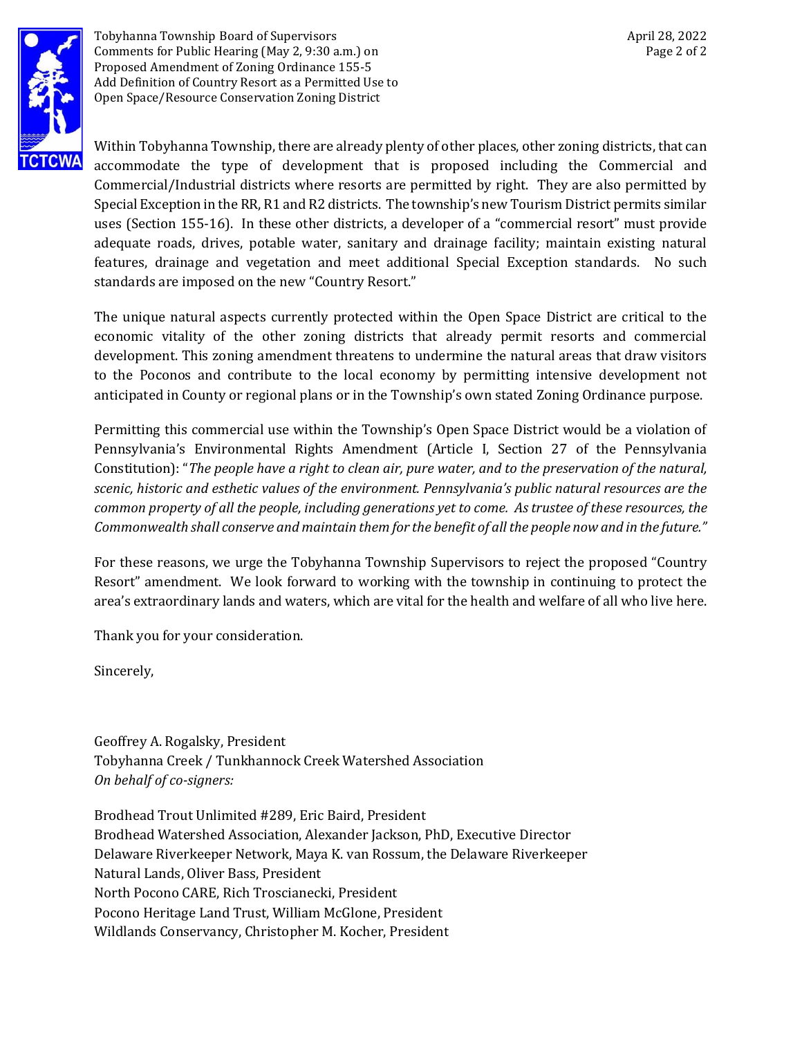Within Tobyhanna Township, there are already plenty of other places, other zoning districts, that can accommodate the type of development that is proposed including the Commercial and Commercial/Industrial districts where resorts are permitted by right. They are also permitted by Special Exception in the RR, R1 and R2 districts. The township's new Tourism District permits similar uses (Section 155-16). In these other districts, a developer of a "commercial resort" must provide adequate roads, drives, potable water, sanitary and drainage facility; maintain existing natural features, drainage and vegetation and meet additional Special Exception standards. No such standards are imposed on the new "Country Resort."

The unique natural aspects currently protected within the Open Space District are critical to the economic vitality of the other zoning districts that already permit resorts and commercial development. This zoning amendment threatens to undermine the natural areas that draw visitors to the Poconos and contribute to the local economy by permitting intensive development not anticipated in County or regional plans or in the Township's own stated Zoning Ordinance purpose.

Permitting this commercial use within the Township's Open Space District would be a violation of Pennsylvania's Environmental Rights Amendment (Article I, Section 27 of the Pennsylvania Constitution): "*The people have a right to clean air, pure water, and to the preservation of the natural, scenic, historic and esthetic values of the environment. Pennsylvania's public natural resources are the common property of all the people, including generations yet to come. As trustee of these resources, the Commonwealth shall conserve and maintain them for the benefit of all the people now and in the future.*"

For these reasons, we urge the Tobyhanna Township Supervisors to reject the proposed "Country Resort" amendment. We look forward to working with the township in continuing to protect the area's extraordinary lands and waters, which are vital for the health and welfare of all who live here.

Thank you for your consideration.

Sincerely,

Geoffrey A. Rogalsky, President
Tobyhanna Creek / Tunkhannock Creek Watershed Association
*On behalf of co-signers:*

Brodhead Trout Unlimited #289, Eric Baird, President
Brodhead Watershed Association, Alexander Jackson, PhD, Executive Director
Delaware Riverkeeper Network, Maya K. van Rossum, the Delaware Riverkeeper
Natural Lands, Oliver Bass, President
North Pocono CARE, Rich Troscianecki, President
Pocono Heritage Land Trust, William McGlone, President
Wildlands Conservancy, Christopher M. Kocher, President